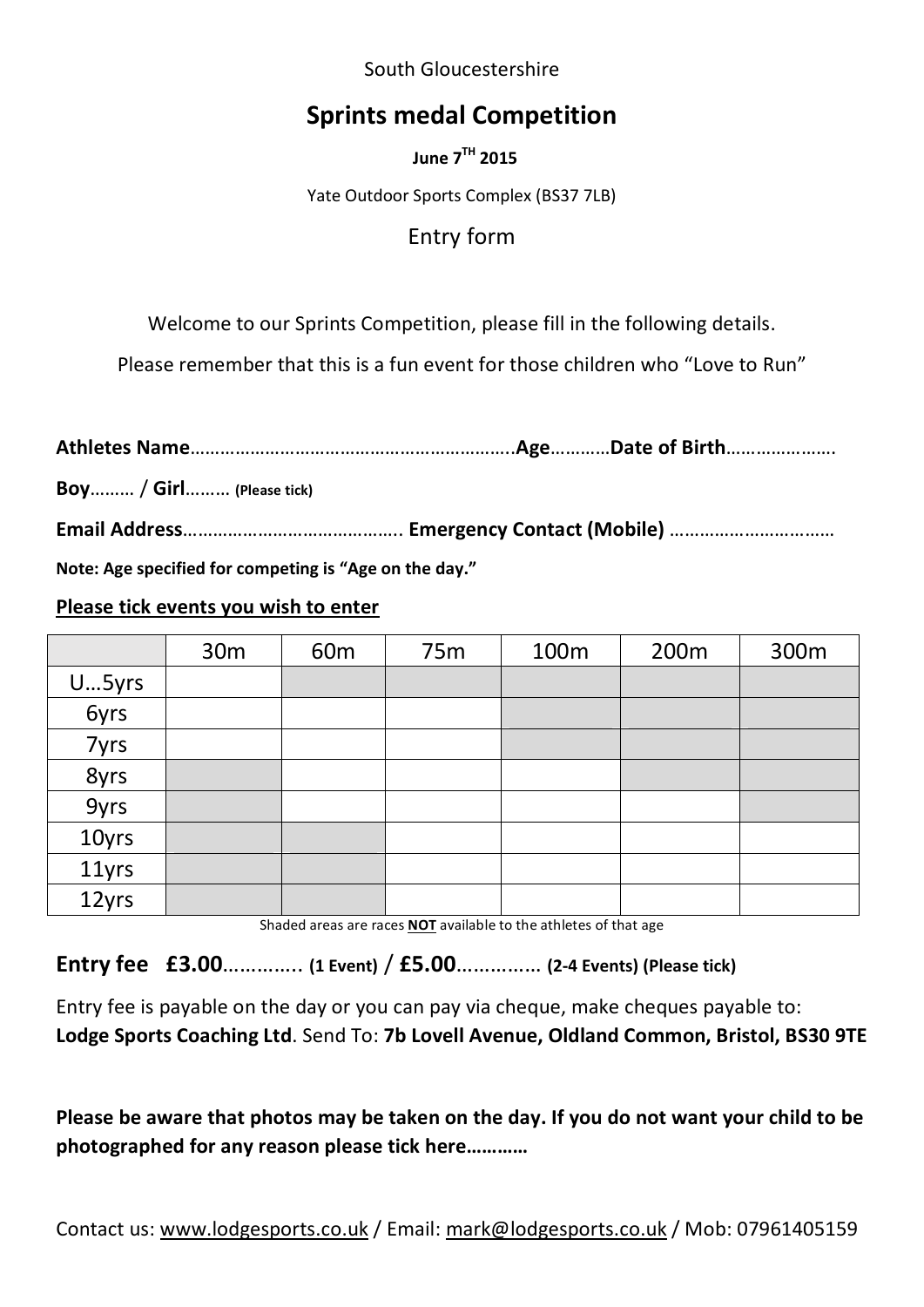South Gloucestershire

# Sprints medal Competition

**June 7TH 2015**

Yate Outdoor Sports Complex (BS37 7LB)

## Entry form

Welcome to our Sprints Competition, please fill in the following details.

Please remember that this is a fun event for those children who "Love to Run"

**Athletes Name**…………………………………………………………..**Age**…………**Date of Birth**………………….

**Boy**……… / **Girl**……… **(Please tick)**

**Email Address**…………………………………….. **Emergency Contact (Mobile)** ……………………………

**Note: Age specified for competing is "Age on the day."**

**Please tick events you wish to enter**

| | 30m | 60m | 75m | 100m | 200m | 300m |
|---|---|---|---|---|---|---|
| U…5yrs | | | | | | |
| 6yrs | | | | | | |
| 7yrs | | | | | | |
| 8yrs | | | | | | |
| 9yrs | | | | | | |
| 10yrs | | | | | | |
| 11yrs | | | | | | |
| 12yrs | | | | | | |

Shaded areas are races **NOT** available to the athletes of that age

**Entry fee £3.00**………….. **(1 Event)** / **£5.00**………….. **(2-4 Events) (Please tick)**

Entry fee is payable on the day or you can pay via cheque, make cheques payable to: **Lodge Sports Coaching Ltd**. Send To: **7b Lovell Avenue, Oldland Common, Bristol, BS30 9TE**

**Please be aware that photos may be taken on the day. If you do not want your child to be photographed for any reason please tick here…………**

Contact us: www.lodgesports.co.uk / Email: mark@lodgesports.co.uk / Mob: 07961405159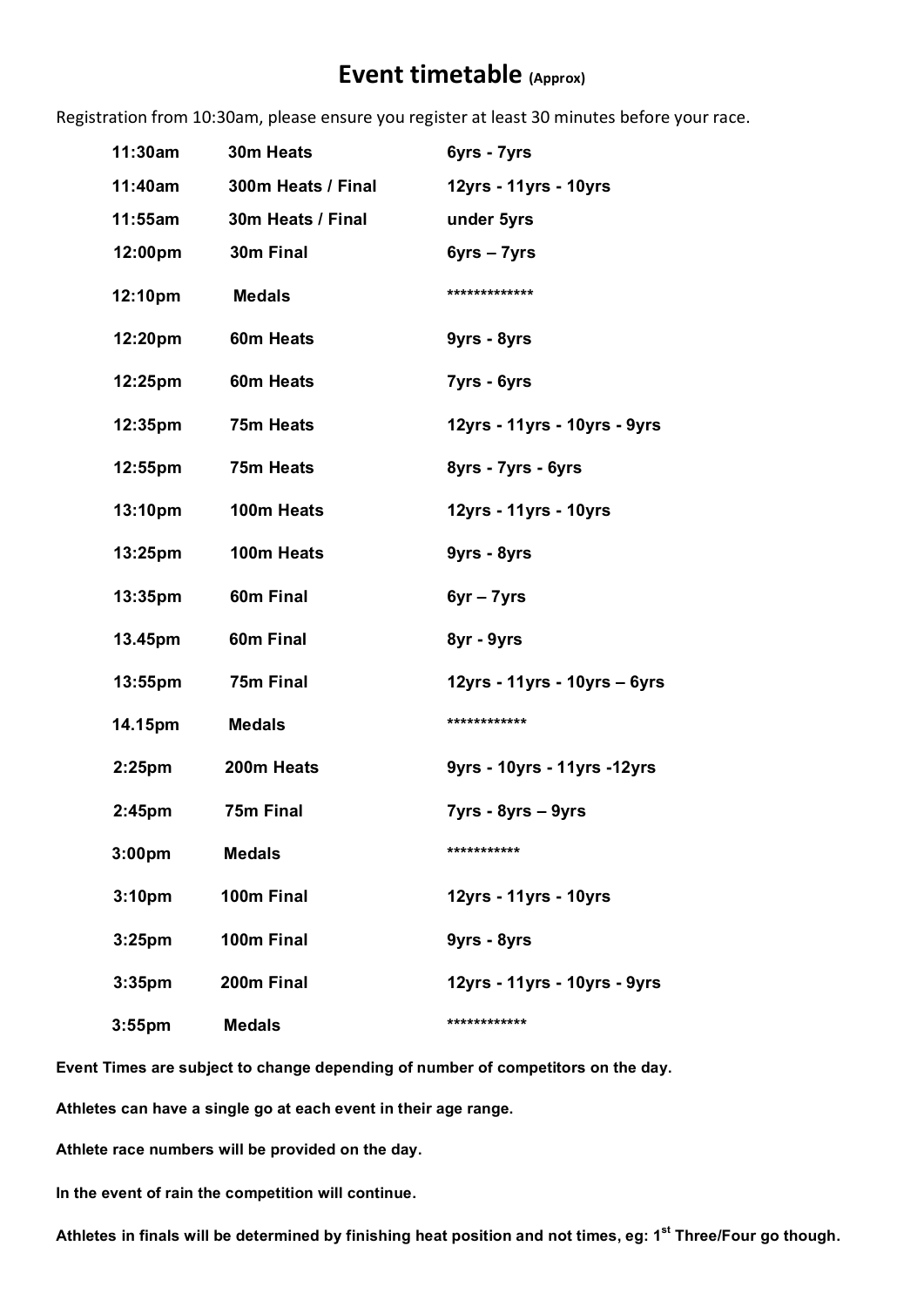# Event timetable (Approx)

Registration from 10:30am, please ensure you register at least 30 minutes before your race.

| | | |
|---|---|---|
| **11:30am** | **30m Heats** | **6yrs - 7yrs** |
| **11:40am** | **300m Heats / Final** | **12yrs - 11yrs - 10yrs** |
| **11:55am** | **30m Heats / Final** | **under 5yrs** |
| **12:00pm** | **30m Final** | **6yrs – 7yrs** |
| **12:10pm** | **Medals** | ************* |
| **12:20pm** | **60m Heats** | **9yrs - 8yrs** |
| **12:25pm** | **60m Heats** | **7yrs - 6yrs** |
| **12:35pm** | **75m Heats** | **12yrs - 11yrs - 10yrs - 9yrs** |
| **12:55pm** | **75m Heats** | **8yrs - 7yrs - 6yrs** |
| **13:10pm** | **100m Heats** | **12yrs - 11yrs - 10yrs** |
| **13:25pm** | **100m Heats** | **9yrs - 8yrs** |
| **13:35pm** | **60m Final** | **6yr – 7yrs** |
| **13.45pm** | **60m Final** | **8yr - 9yrs** |
| **13:55pm** | **75m Final** | **12yrs - 11yrs - 10yrs – 6yrs** |
| **14.15pm** | **Medals** | ************ |
| **2:25pm** | **200m Heats** | **9yrs - 10yrs - 11yrs -12yrs** |
| **2:45pm** | **75m Final** | **7yrs - 8yrs – 9yrs** |
| **3:00pm** | **Medals** | *********** |
| **3:10pm** | **100m Final** | **12yrs - 11yrs - 10yrs** |
| **3:25pm** | **100m Final** | **9yrs - 8yrs** |
| **3:35pm** | **200m Final** | **12yrs - 11yrs - 10yrs - 9yrs** |
| **3:55pm** | **Medals** | ************ |

**Event Times are subject to change depending of number of competitors on the day.**

**Athletes can have a single go at each event in their age range.**

**Athlete race numbers will be provided on the day.**

**In the event of rain the competition will continue.**

**Athletes in finals will be determined by finishing heat position and not times, eg: 1st Three/Four go though.**